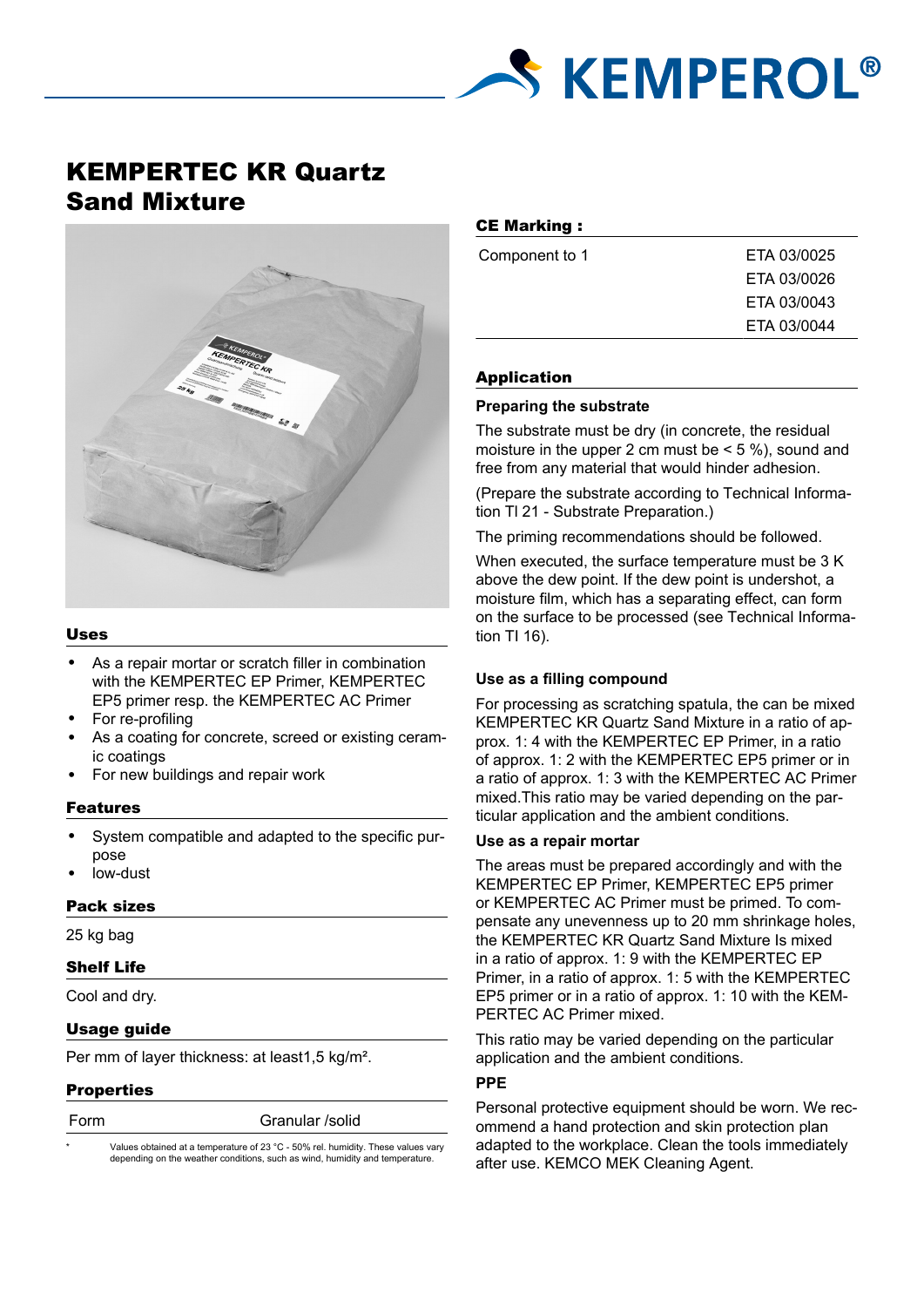# KEMPERTEC KR Quartz Sand Mixture

## Uses

- As a repair mortar or scratch filler in combination with the KEMPERTEC EP Primer, KEMPERTEC EP5 primer resp. the KEMPERTEC AC Primer
- For re-profiling
- As a coating for concrete, screed or existing ceramic coatings
- For new buildings and repair work

## Features

- System compatible and adapted to the specific purpose
- low-dust

## Pack sizes

25 kg bag

## Shelf Life

Cool and dry.

## Usage guide

Per mm of layer thickness: at least1,5 kg/m².

## Properties

| Form | Granular /solid |
|---|---|

* Values obtained at a temperature of 23 °C - 50% rel. humidity. These values vary depending on the weather conditions, such as wind, humidity and temperature.

## CE Marking :

| Component to 1 | ETA 03/0025 |
|---|---|
| | ETA 03/0026 |
| | ETA 03/0043 |
| | ETA 03/0044 |

## Application

### Preparing the substrate

The substrate must be dry (in concrete, the residual moisture in the upper 2 cm must be < 5 %), sound and free from any material that would hinder adhesion.

(Prepare the substrate according to Technical Information TI 21 - Substrate Preparation.)

The priming recommendations should be followed.

When executed, the surface temperature must be 3 K above the dew point. If the dew point is undershot, a moisture film, which has a separating effect, can form on the surface to be processed (see Technical Information TI 16).

### Use as a filling compound

For processing as scratching spatula, the can be mixed KEMPERTEC KR Quartz Sand Mixture in a ratio of approx. 1: 4 with the KEMPERTEC EP Primer, in a ratio of approx. 1: 2 with the KEMPERTEC EP5 primer or in a ratio of approx. 1: 3 with the KEMPERTEC AC Primer mixed.This ratio may be varied depending on the particular application and the ambient conditions.

### Use as a repair mortar

The areas must be prepared accordingly and with the KEMPERTEC EP Primer, KEMPERTEC EP5 primer or KEMPERTEC AC Primer must be primed. To compensate any unevenness up to 20 mm shrinkage holes, the KEMPERTEC KR Quartz Sand Mixture Is mixed in a ratio of approx. 1: 9 with the KEMPERTEC EP Primer, in a ratio of approx. 1: 5 with the KEMPERTEC EP5 primer or in a ratio of approx. 1: 10 with the KEMPERTEC AC Primer mixed.

This ratio may be varied depending on the particular application and the ambient conditions.

### PPE

Personal protective equipment should be worn. We recommend a hand protection and skin protection plan adapted to the workplace. Clean the tools immediately after use. KEMCO MEK Cleaning Agent.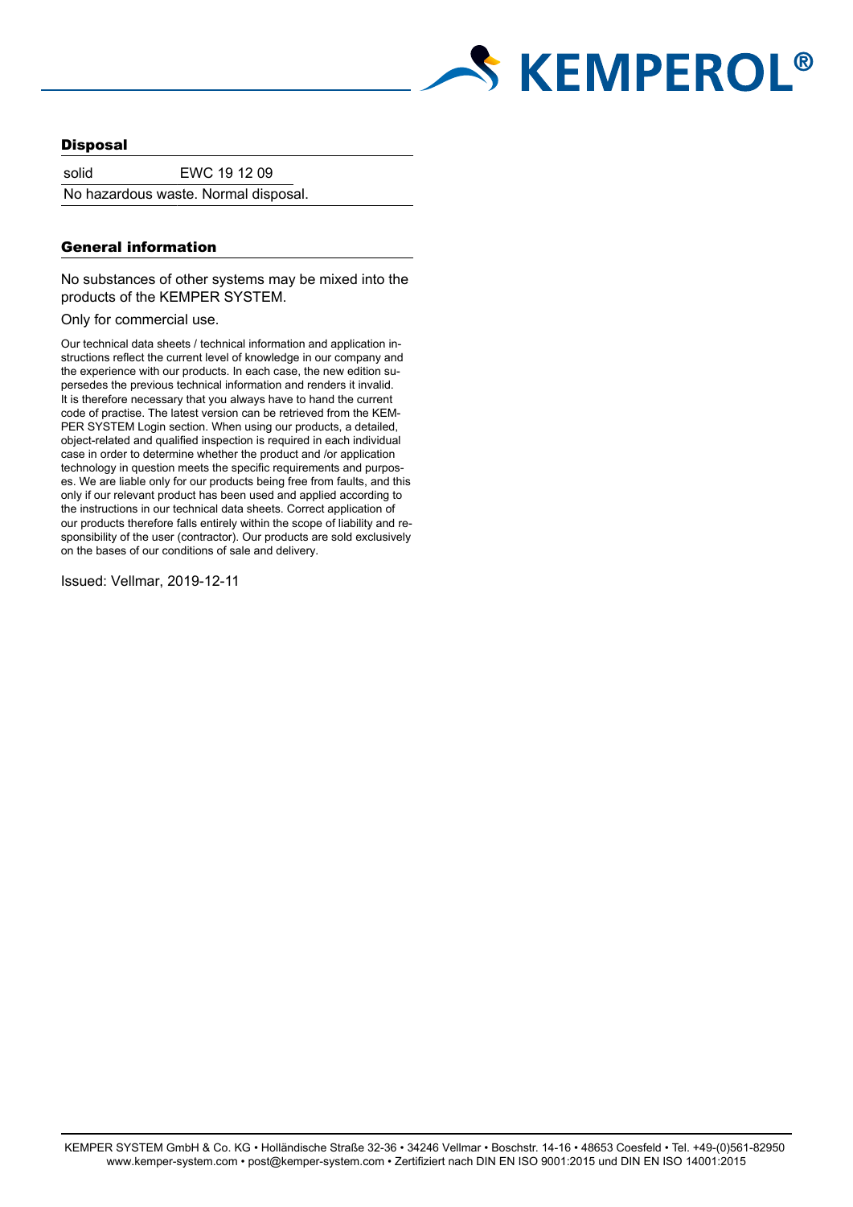## Disposal

| | |
|---|---|
| solid | EWC 19 12 09 |

No hazardous waste. Normal disposal.

## General information

No substances of other systems may be mixed into the products of the KEMPER SYSTEM.

Only for commercial use.

Our technical data sheets / technical information and application instructions reflect the current level of knowledge in our company and the experience with our products. In each case, the new edition supersedes the previous technical information and renders it invalid. It is therefore necessary that you always have to hand the current code of practise. The latest version can be retrieved from the KEMPER SYSTEM Login section. When using our products, a detailed, object-related and qualified inspection is required in each individual case in order to determine whether the product and /or application technology in question meets the specific requirements and purposes. We are liable only for our products being free from faults, and this only if our relevant product has been used and applied according to the instructions in our technical data sheets. Correct application of our products therefore falls entirely within the scope of liability and responsibility of the user (contractor). Our products are sold exclusively on the bases of our conditions of sale and delivery.

Issued: Vellmar, 2019-12-11